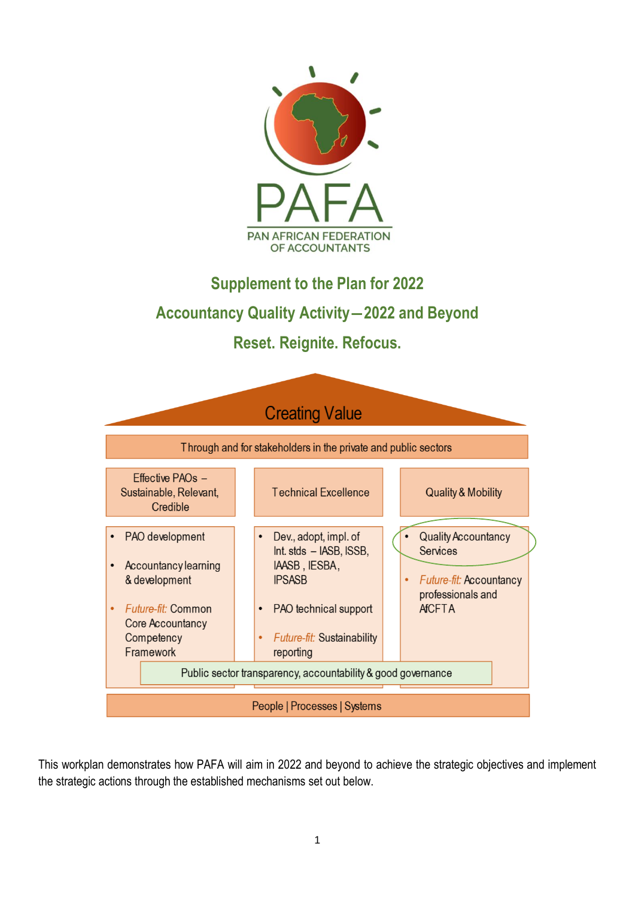PAFA

PAN AFRICAN FEDERATION OF ACCOUNTANTS

# Supplement to the Plan for 2022

## Accountancy Quality Activity—2022 and Beyond

## Reset. Reignite. Refocus.

**Creating Value**

Through and for stakeholders in the private and public sectors

| Effective PAOs – Sustainable, Relevant, Credible | Technical Excellence | Quality & Mobility |
|---|---|---|
| • PAO development<br>• Accountancy learning & development<br>• *Future-fit:* Common Core Accountancy Competency Framework | • Dev., adopt, impl. of Int. stds – IASB, ISSB, IAASB, IESBA, IPSASB<br>• PAO technical support<br>• *Future-fit:* Sustainability reporting | • Quality Accountancy Services<br>• *Future-fit:* Accountancy professionals and AfCFTA |

Public sector transparency, accountability & good governance

People | Processes | Systems

This workplan demonstrates how PAFA will aim in 2022 and beyond to achieve the strategic objectives and implement the strategic actions through the established mechanisms set out below.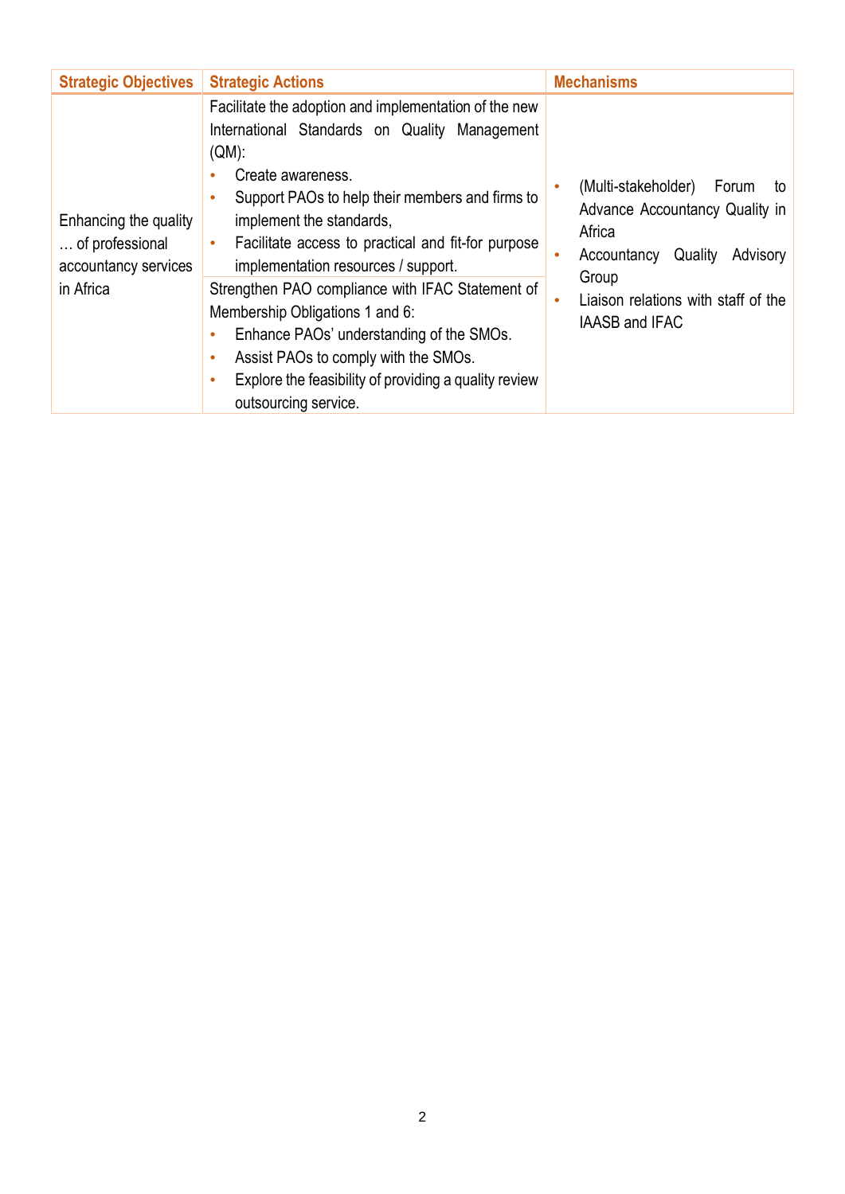| Strategic Objectives | Strategic Actions | Mechanisms |
|---|---|---|
| Enhancing the quality … of professional accountancy services in Africa | Facilitate the adoption and implementation of the new International Standards on Quality Management (QM):<br>• Create awareness.<br>• Support PAOs to help their members and firms to implement the standards,<br>• Facilitate access to practical and fit-for purpose implementation resources / support. | • (Multi-stakeholder) Forum to Advance Accountancy Quality in Africa<br>• Accountancy Quality Advisory Group<br>• Liaison relations with staff of the IAASB and IFAC |
| | Strengthen PAO compliance with IFAC Statement of Membership Obligations 1 and 6:<br>• Enhance PAOs' understanding of the SMOs.<br>• Assist PAOs to comply with the SMOs.<br>• Explore the feasibility of providing a quality review outsourcing service. | |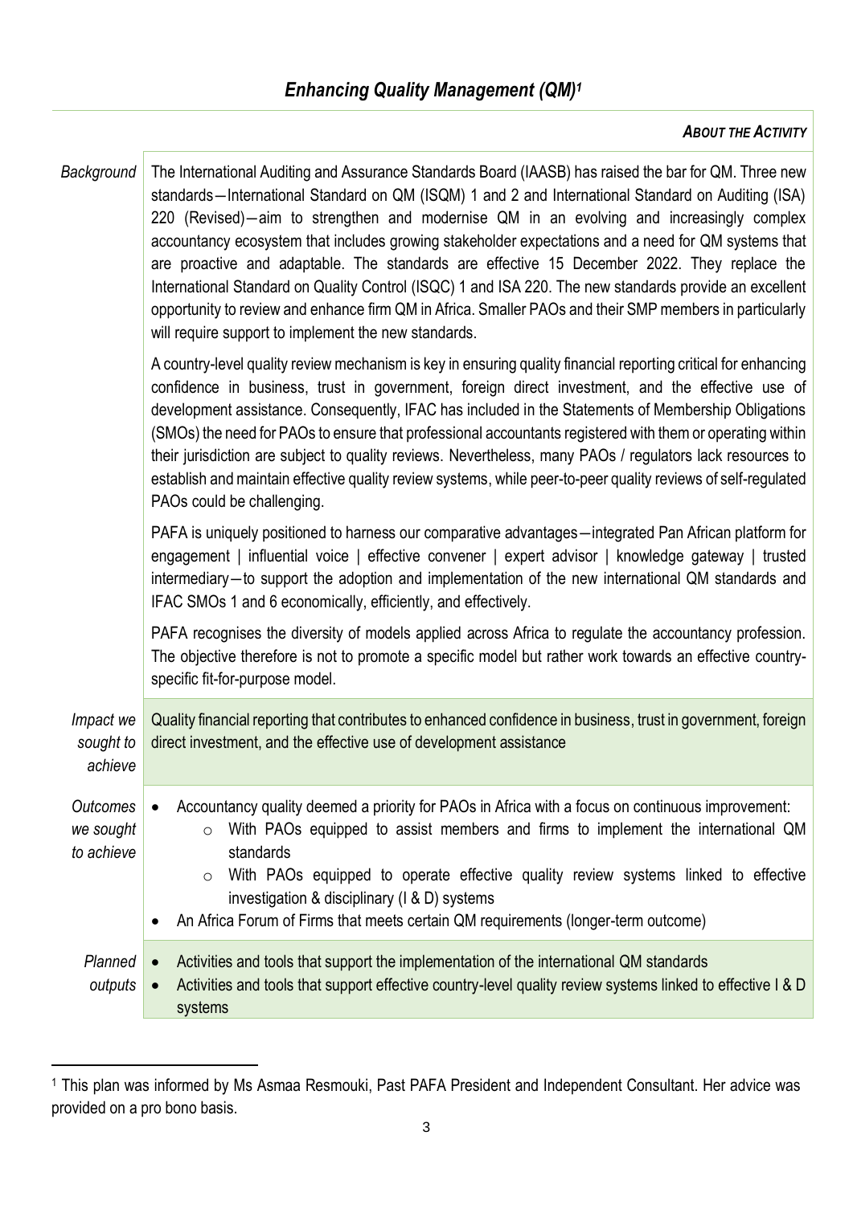# *Enhancing Quality Management (QM)*[1]

***ABOUT THE ACTIVITY***

| | |
|---|---|
| *Background* | The International Auditing and Assurance Standards Board (IAASB) has raised the bar for QM. Three new standards—International Standard on QM (ISQM) 1 and 2 and International Standard on Auditing (ISA) 220 (Revised)—aim to strengthen and modernise QM in an evolving and increasingly complex accountancy ecosystem that includes growing stakeholder expectations and a need for QM systems that are proactive and adaptable. The standards are effective 15 December 2022. They replace the International Standard on Quality Control (ISQC) 1 and ISA 220. The new standards provide an excellent opportunity to review and enhance firm QM in Africa. Smaller PAOs and their SMP members in particularly will require support to implement the new standards.<br><br>A country-level quality review mechanism is key in ensuring quality financial reporting critical for enhancing confidence in business, trust in government, foreign direct investment, and the effective use of development assistance. Consequently, IFAC has included in the Statements of Membership Obligations (SMOs) the need for PAOs to ensure that professional accountants registered with them or operating within their jurisdiction are subject to quality reviews. Nevertheless, many PAOs / regulators lack resources to establish and maintain effective quality review systems, while peer-to-peer quality reviews of self-regulated PAOs could be challenging.<br><br>PAFA is uniquely positioned to harness our comparative advantages—integrated Pan African platform for engagement \| influential voice \| effective convener \| expert advisor \| knowledge gateway \| trusted intermediary—to support the adoption and implementation of the new international QM standards and IFAC SMOs 1 and 6 economically, efficiently, and effectively.<br><br>PAFA recognises the diversity of models applied across Africa to regulate the accountancy profession. The objective therefore is not to promote a specific model but rather work towards an effective country-specific fit-for-purpose model. |
| *Impact we sought to achieve* | Quality financial reporting that contributes to enhanced confidence in business, trust in government, foreign direct investment, and the effective use of development assistance |
| *Outcomes we sought to achieve* | • Accountancy quality deemed a priority for PAOs in Africa with a focus on continuous improvement:<br>  ○ With PAOs equipped to assist members and firms to implement the international QM standards<br>  ○ With PAOs equipped to operate effective quality review systems linked to effective investigation & disciplinary (I & D) systems<br>• An Africa Forum of Firms that meets certain QM requirements (longer-term outcome) |
| *Planned outputs* | • Activities and tools that support the implementation of the international QM standards<br>• Activities and tools that support effective country-level quality review systems linked to effective I & D systems |

[1] This plan was informed by Ms Asmaa Resmouki, Past PAFA President and Independent Consultant. Her advice was provided on a pro bono basis.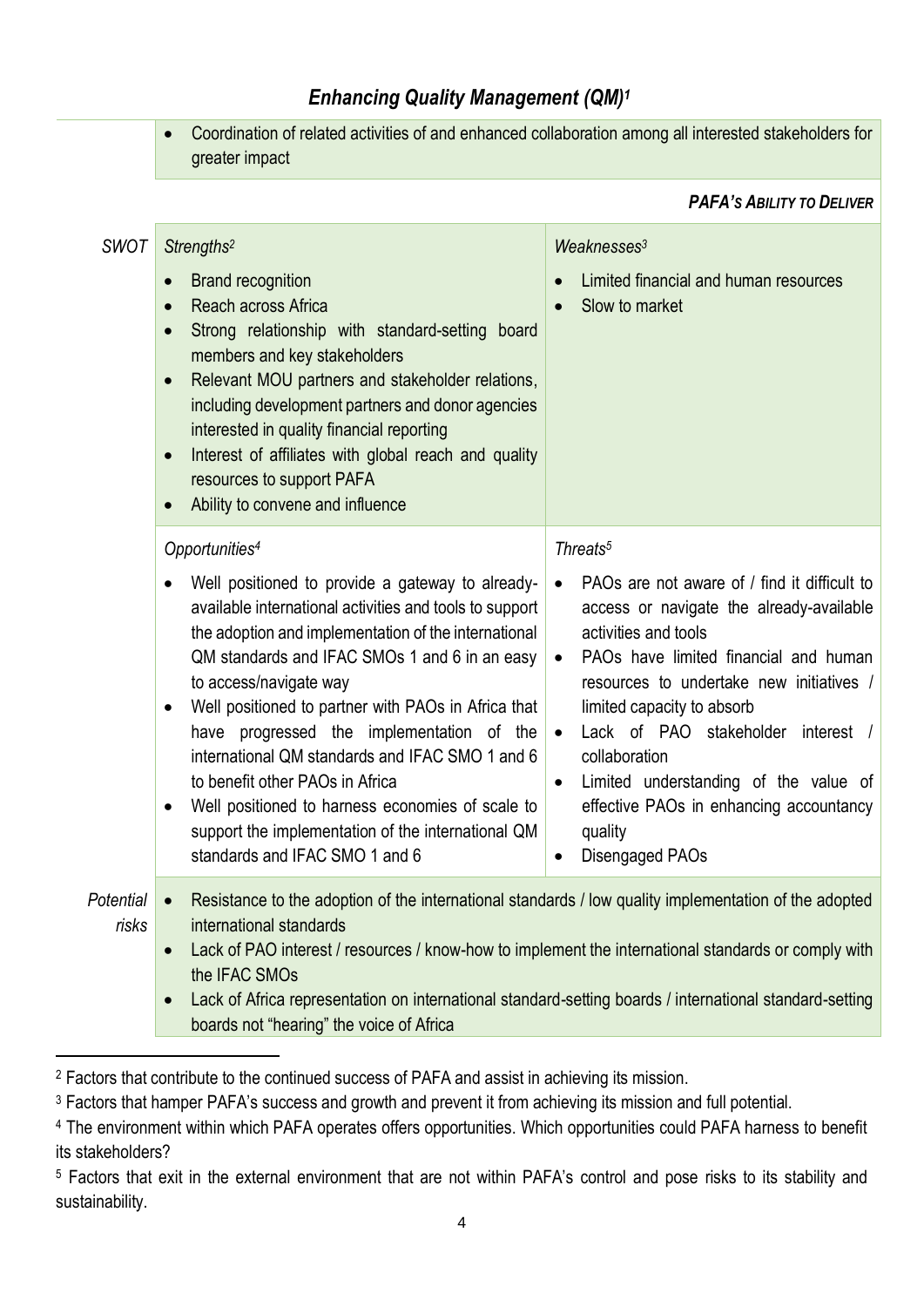## *Enhancing Quality Management (QM)[1]*

- Coordination of related activities of and enhanced collaboration among all interested stakeholders for greater impact

***PAFA's Ability to Deliver***

| | | |
|---|---|---|
| *SWOT* | *Strengths[2]*<br>• Brand recognition<br>• Reach across Africa<br>• Strong relationship with standard-setting board members and key stakeholders<br>• Relevant MOU partners and stakeholder relations, including development partners and donor agencies interested in quality financial reporting<br>• Interest of affiliates with global reach and quality resources to support PAFA<br>• Ability to convene and influence | *Weaknesses[3]*<br>• Limited financial and human resources<br>• Slow to market |
| | *Opportunities[4]*<br>• Well positioned to provide a gateway to already-available international activities and tools to support the adoption and implementation of the international QM standards and IFAC SMOs 1 and 6 in an easy to access/navigate way<br>• Well positioned to partner with PAOs in Africa that have progressed the implementation of the international QM standards and IFAC SMO 1 and 6 to benefit other PAOs in Africa<br>• Well positioned to harness economies of scale to support the implementation of the international QM standards and IFAC SMO 1 and 6 | *Threats[5]*<br>• PAOs are not aware of / find it difficult to access or navigate the already-available activities and tools<br>• PAOs have limited financial and human resources to undertake new initiatives / limited capacity to absorb<br>• Lack of PAO stakeholder interest / collaboration<br>• Limited understanding of the value of effective PAOs in enhancing accountancy quality<br>• Disengaged PAOs |
| *Potential risks* | • Resistance to the adoption of the international standards / low quality implementation of the adopted international standards<br>• Lack of PAO interest / resources / know-how to implement the international standards or comply with the IFAC SMOs<br>• Lack of Africa representation on international standard-setting boards / international standard-setting boards not "hearing" the voice of Africa | |

[2] Factors that contribute to the continued success of PAFA and assist in achieving its mission.

[3] Factors that hamper PAFA's success and growth and prevent it from achieving its mission and full potential.

[4] The environment within which PAFA operates offers opportunities. Which opportunities could PAFA harness to benefit its stakeholders?

[5] Factors that exit in the external environment that are not within PAFA's control and pose risks to its stability and sustainability.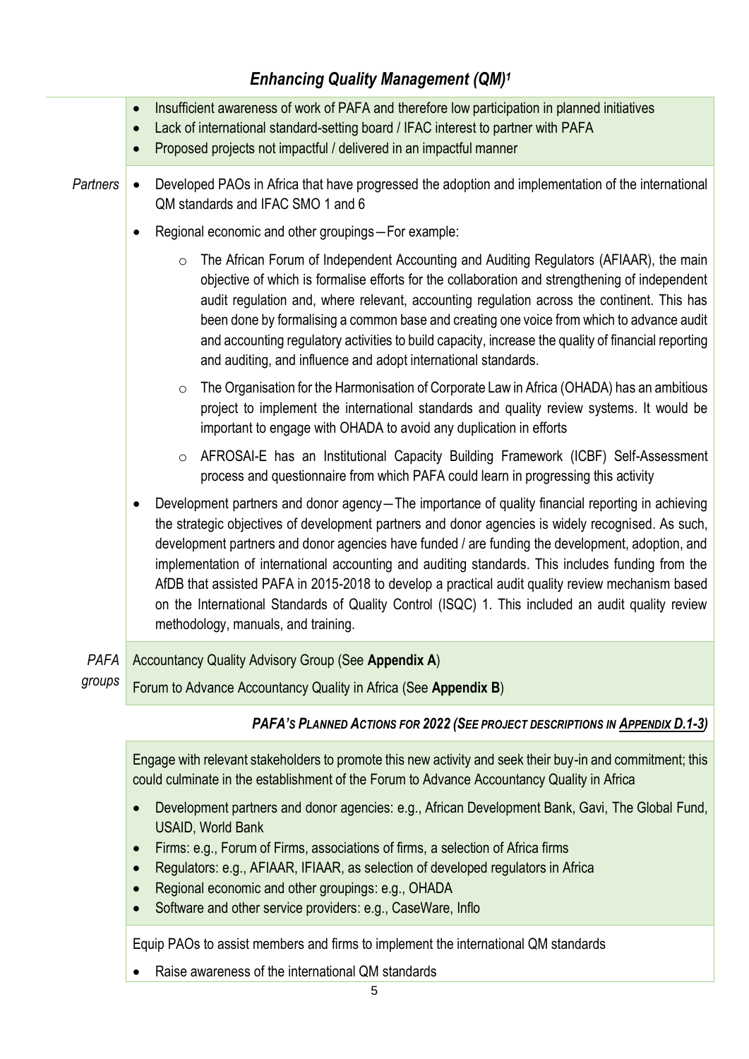## *Enhancing Quality Management (QM)[1]*

- Insufficient awareness of work of PAFA and therefore low participation in planned initiatives
- Lack of international standard-setting board / IFAC interest to partner with PAFA
- Proposed projects not impactful / delivered in an impactful manner

*Partners*

- Developed PAOs in Africa that have progressed the adoption and implementation of the international QM standards and IFAC SMO 1 and 6
- Regional economic and other groupings—For example:
  - The African Forum of Independent Accounting and Auditing Regulators (AFIAAR), the main objective of which is formalise efforts for the collaboration and strengthening of independent audit regulation and, where relevant, accounting regulation across the continent. This has been done by formalising a common base and creating one voice from which to advance audit and accounting regulatory activities to build capacity, increase the quality of financial reporting and auditing, and influence and adopt international standards.
  - The Organisation for the Harmonisation of Corporate Law in Africa (OHADA) has an ambitious project to implement the international standards and quality review systems. It would be important to engage with OHADA to avoid any duplication in efforts
  - AFROSAI-E has an Institutional Capacity Building Framework (ICBF) Self-Assessment process and questionnaire from which PAFA could learn in progressing this activity
- Development partners and donor agency—The importance of quality financial reporting in achieving the strategic objectives of development partners and donor agencies is widely recognised. As such, development partners and donor agencies have funded / are funding the development, adoption, and implementation of international accounting and auditing standards. This includes funding from the AfDB that assisted PAFA in 2015-2018 to develop a practical audit quality review mechanism based on the International Standards of Quality Control (ISQC) 1. This included an audit quality review methodology, manuals, and training.

*PAFA groups*

Accountancy Quality Advisory Group (See **Appendix A**)

Forum to Advance Accountancy Quality in Africa (See **Appendix B**)

***PAFA's Planned Actions for 2022 (See project descriptions in Appendix D.1-3)***

Engage with relevant stakeholders to promote this new activity and seek their buy-in and commitment; this could culminate in the establishment of the Forum to Advance Accountancy Quality in Africa

- Development partners and donor agencies: e.g., African Development Bank, Gavi, The Global Fund, USAID, World Bank
- Firms: e.g., Forum of Firms, associations of firms, a selection of Africa firms
- Regulators: e.g., AFIAAR, IFIAAR, as selection of developed regulators in Africa
- Regional economic and other groupings: e.g., OHADA
- Software and other service providers: e.g., CaseWare, Inflo

Equip PAOs to assist members and firms to implement the international QM standards

- Raise awareness of the international QM standards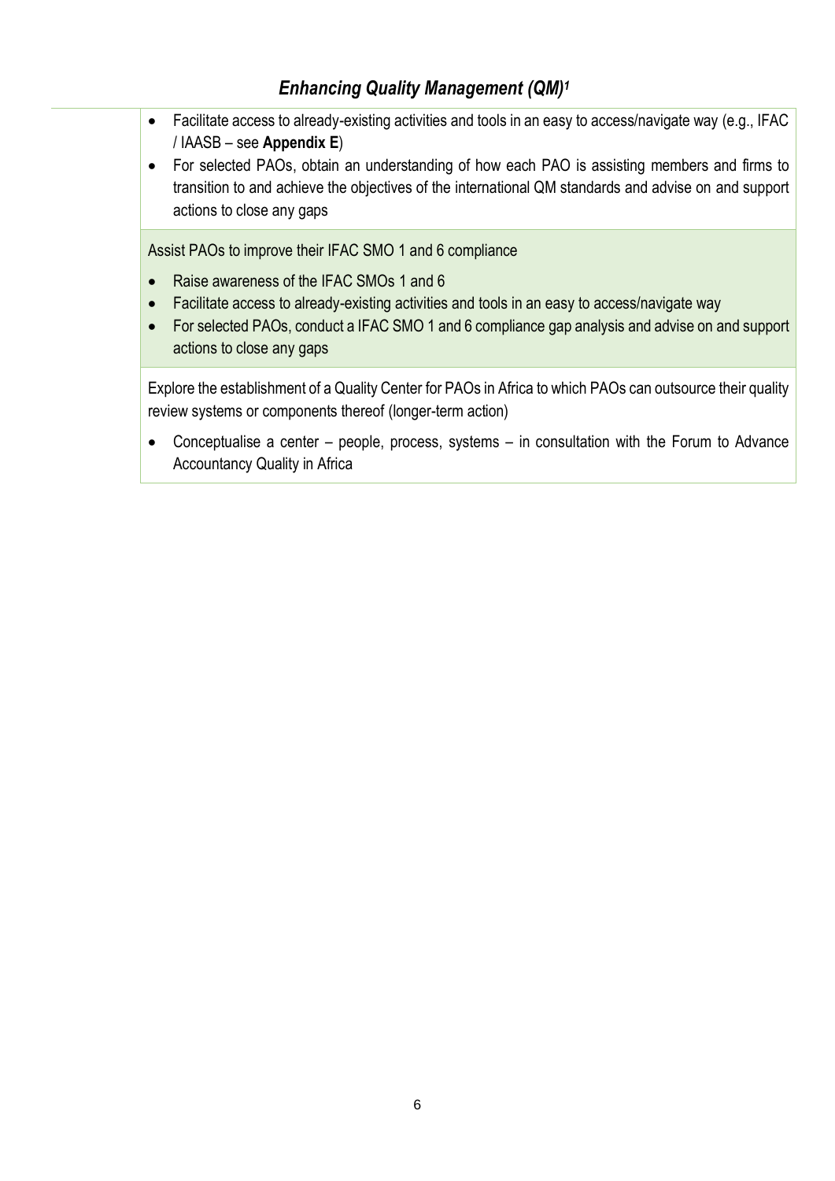## *Enhancing Quality Management (QM)[1]*

- Facilitate access to already-existing activities and tools in an easy to access/navigate way (e.g., IFAC / IAASB – see **Appendix E**)
- For selected PAOs, obtain an understanding of how each PAO is assisting members and firms to transition to and achieve the objectives of the international QM standards and advise on and support actions to close any gaps

Assist PAOs to improve their IFAC SMO 1 and 6 compliance

- Raise awareness of the IFAC SMOs 1 and 6
- Facilitate access to already-existing activities and tools in an easy to access/navigate way
- For selected PAOs, conduct a IFAC SMO 1 and 6 compliance gap analysis and advise on and support actions to close any gaps

Explore the establishment of a Quality Center for PAOs in Africa to which PAOs can outsource their quality review systems or components thereof (longer-term action)

- Conceptualise a center – people, process, systems – in consultation with the Forum to Advance Accountancy Quality in Africa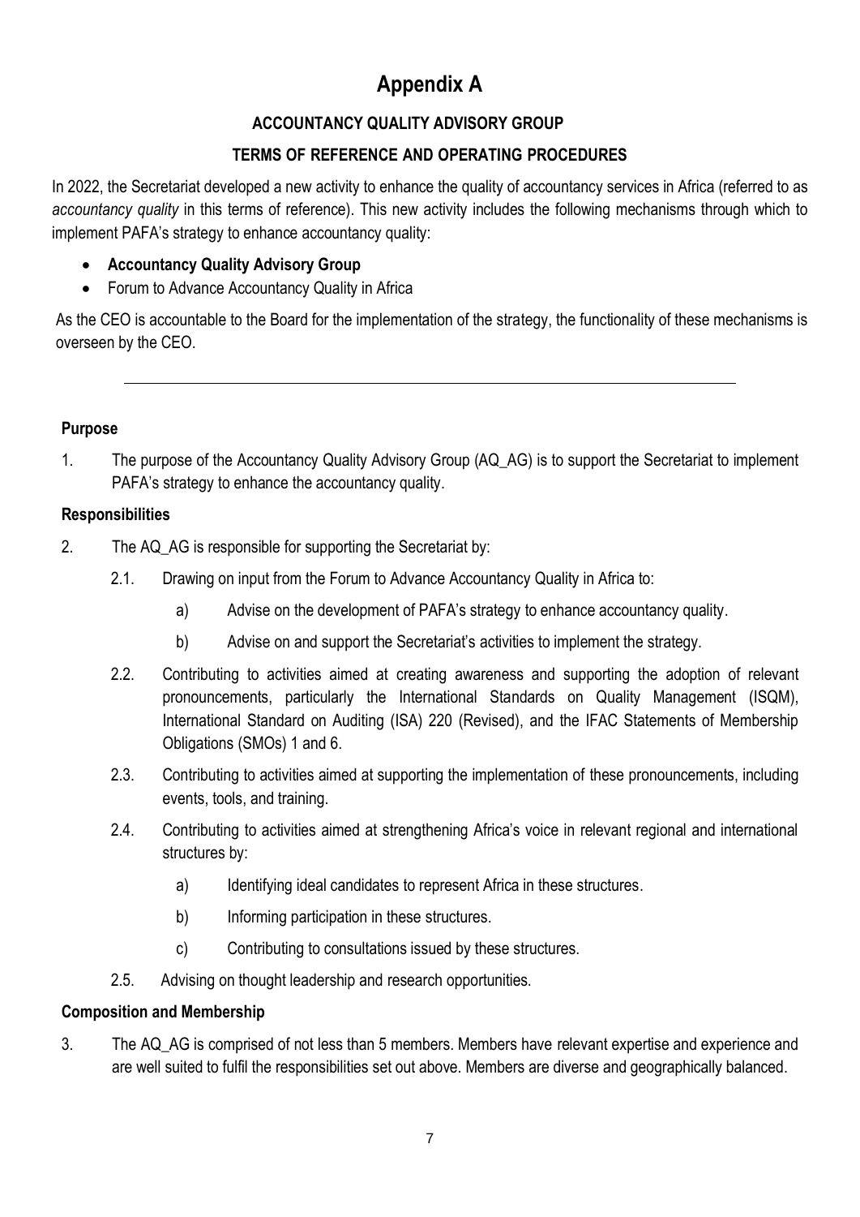# Appendix A

## ACCOUNTANCY QUALITY ADVISORY GROUP

## TERMS OF REFERENCE AND OPERATING PROCEDURES

In 2022, the Secretariat developed a new activity to enhance the quality of accountancy services in Africa (referred to as *accountancy quality* in this terms of reference). This new activity includes the following mechanisms through which to implement PAFA's strategy to enhance accountancy quality:

- **Accountancy Quality Advisory Group**
- Forum to Advance Accountancy Quality in Africa

As the CEO is accountable to the Board for the implementation of the strategy, the functionality of these mechanisms is overseen by the CEO.

---

### Purpose

1. The purpose of the Accountancy Quality Advisory Group (AQ_AG) is to support the Secretariat to implement PAFA's strategy to enhance the accountancy quality.

### Responsibilities

2. The AQ_AG is responsible for supporting the Secretariat by:

    2.1. Drawing on input from the Forum to Advance Accountancy Quality in Africa to:

    a) Advise on the development of PAFA's strategy to enhance accountancy quality.

    b) Advise on and support the Secretariat's activities to implement the strategy.

    2.2. Contributing to activities aimed at creating awareness and supporting the adoption of relevant pronouncements, particularly the International Standards on Quality Management (ISQM), International Standard on Auditing (ISA) 220 (Revised), and the IFAC Statements of Membership Obligations (SMOs) 1 and 6.

    2.3. Contributing to activities aimed at supporting the implementation of these pronouncements, including events, tools, and training.

    2.4. Contributing to activities aimed at strengthening Africa's voice in relevant regional and international structures by:

    a) Identifying ideal candidates to represent Africa in these structures.

    b) Informing participation in these structures.

    c) Contributing to consultations issued by these structures.

    2.5. Advising on thought leadership and research opportunities.

### Composition and Membership

3. The AQ_AG is comprised of not less than 5 members. Members have relevant expertise and experience and are well suited to fulfil the responsibilities set out above. Members are diverse and geographically balanced.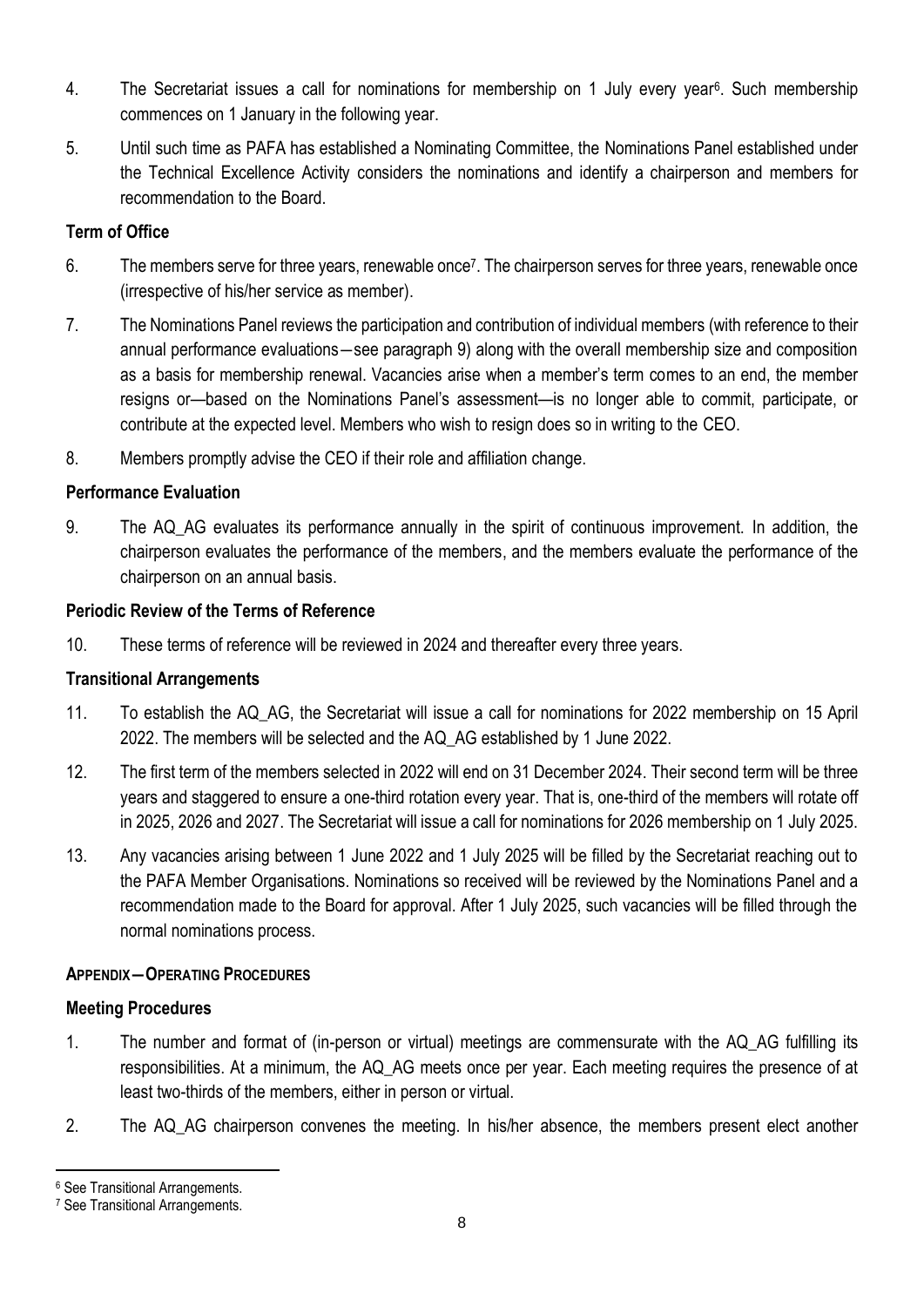4. The Secretariat issues a call for nominations for membership on 1 July every year[6]. Such membership commences on 1 January in the following year.

5. Until such time as PAFA has established a Nominating Committee, the Nominations Panel established under the Technical Excellence Activity considers the nominations and identify a chairperson and members for recommendation to the Board.

### Term of Office

6. The members serve for three years, renewable once[7]. The chairperson serves for three years, renewable once (irrespective of his/her service as member).

7. The Nominations Panel reviews the participation and contribution of individual members (with reference to their annual performance evaluations—see paragraph 9) along with the overall membership size and composition as a basis for membership renewal. Vacancies arise when a member's term comes to an end, the member resigns or—based on the Nominations Panel's assessment—is no longer able to commit, participate, or contribute at the expected level. Members who wish to resign does so in writing to the CEO.

8. Members promptly advise the CEO if their role and affiliation change.

### Performance Evaluation

9. The AQ_AG evaluates its performance annually in the spirit of continuous improvement. In addition, the chairperson evaluates the performance of the members, and the members evaluate the performance of the chairperson on an annual basis.

### Periodic Review of the Terms of Reference

10. These terms of reference will be reviewed in 2024 and thereafter every three years.

### Transitional Arrangements

11. To establish the AQ_AG, the Secretariat will issue a call for nominations for 2022 membership on 15 April 2022. The members will be selected and the AQ_AG established by 1 June 2022.

12. The first term of the members selected in 2022 will end on 31 December 2024. Their second term will be three years and staggered to ensure a one-third rotation every year. That is, one-third of the members will rotate off in 2025, 2026 and 2027. The Secretariat will issue a call for nominations for 2026 membership on 1 July 2025.

13. Any vacancies arising between 1 June 2022 and 1 July 2025 will be filled by the Secretariat reaching out to the PAFA Member Organisations. Nominations so received will be reviewed by the Nominations Panel and a recommendation made to the Board for approval. After 1 July 2025, such vacancies will be filled through the normal nominations process.

## APPENDIX—OPERATING PROCEDURES

### Meeting Procedures

1. The number and format of (in-person or virtual) meetings are commensurate with the AQ_AG fulfilling its responsibilities. At a minimum, the AQ_AG meets once per year. Each meeting requires the presence of at least two-thirds of the members, either in person or virtual.

2. The AQ_AG chairperson convenes the meeting. In his/her absence, the members present elect another

---

[6] See Transitional Arrangements.

[7] See Transitional Arrangements.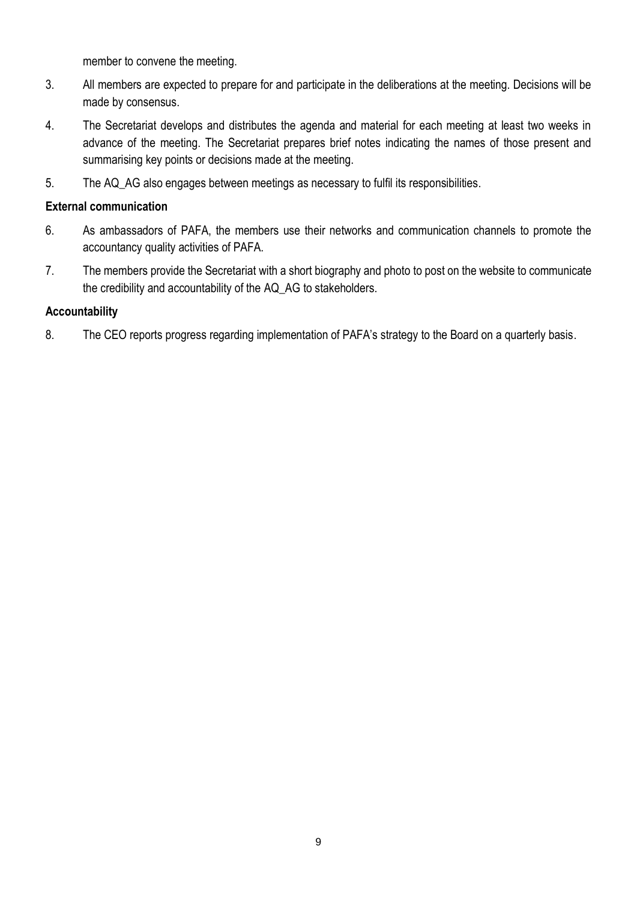member to convene the meeting.

3. All members are expected to prepare for and participate in the deliberations at the meeting. Decisions will be made by consensus.
4. The Secretariat develops and distributes the agenda and material for each meeting at least two weeks in advance of the meeting. The Secretariat prepares brief notes indicating the names of those present and summarising key points or decisions made at the meeting.
5. The AQ_AG also engages between meetings as necessary to fulfil its responsibilities.

**External communication**

6. As ambassadors of PAFA, the members use their networks and communication channels to promote the accountancy quality activities of PAFA.
7. The members provide the Secretariat with a short biography and photo to post on the website to communicate the credibility and accountability of the AQ_AG to stakeholders.

**Accountability**

8. The CEO reports progress regarding implementation of PAFA's strategy to the Board on a quarterly basis.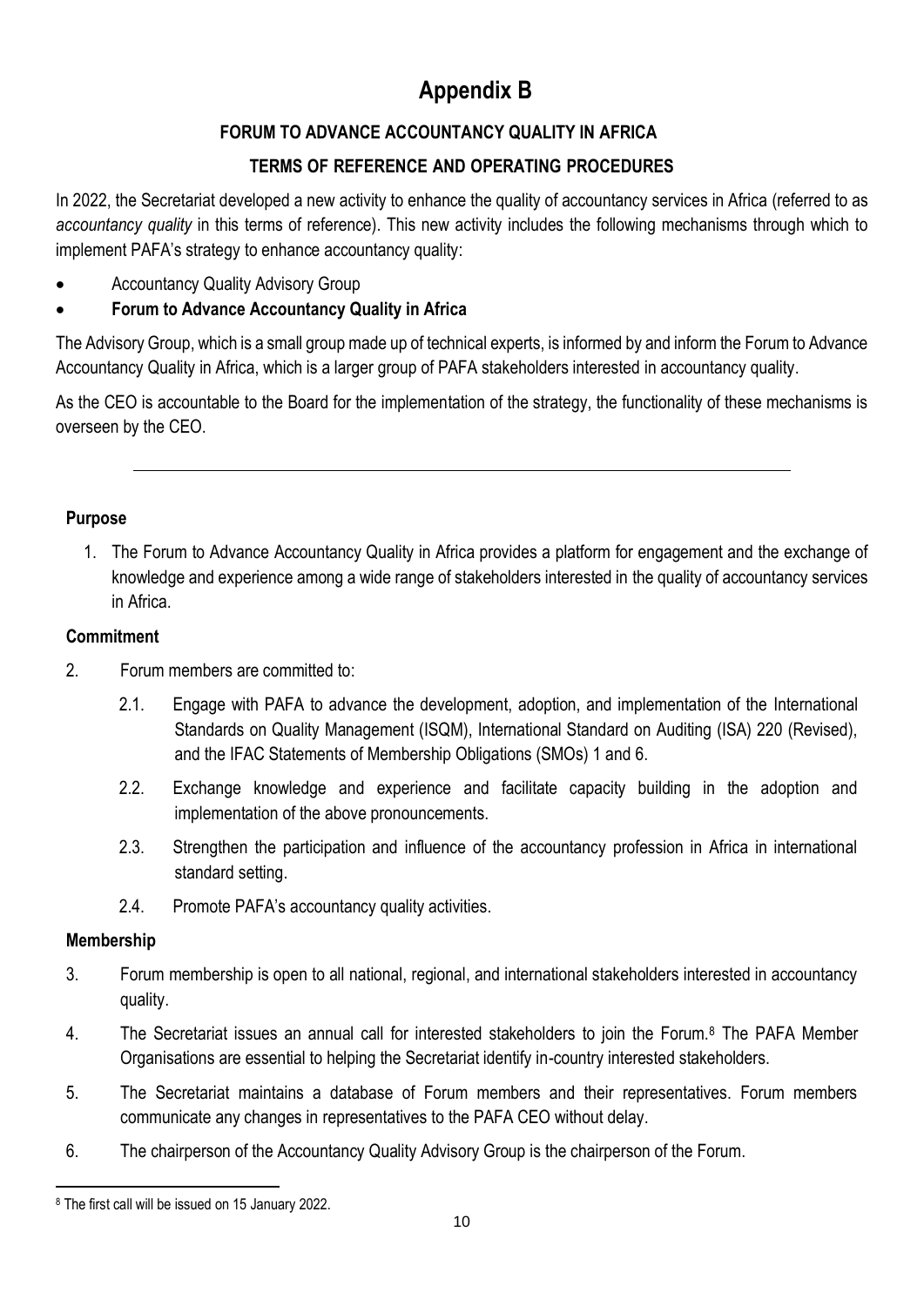# Appendix B

## FORUM TO ADVANCE ACCOUNTANCY QUALITY IN AFRICA

## TERMS OF REFERENCE AND OPERATING PROCEDURES

In 2022, the Secretariat developed a new activity to enhance the quality of accountancy services in Africa (referred to as *accountancy quality* in this terms of reference). This new activity includes the following mechanisms through which to implement PAFA's strategy to enhance accountancy quality:

- Accountancy Quality Advisory Group
- **Forum to Advance Accountancy Quality in Africa**

The Advisory Group, which is a small group made up of technical experts, is informed by and inform the Forum to Advance Accountancy Quality in Africa, which is a larger group of PAFA stakeholders interested in accountancy quality.

As the CEO is accountable to the Board for the implementation of the strategy, the functionality of these mechanisms is overseen by the CEO.

---

### Purpose

1. The Forum to Advance Accountancy Quality in Africa provides a platform for engagement and the exchange of knowledge and experience among a wide range of stakeholders interested in the quality of accountancy services in Africa.

### Commitment

2. Forum members are committed to:

   2.1. Engage with PAFA to advance the development, adoption, and implementation of the International Standards on Quality Management (ISQM), International Standard on Auditing (ISA) 220 (Revised), and the IFAC Statements of Membership Obligations (SMOs) 1 and 6.

   2.2. Exchange knowledge and experience and facilitate capacity building in the adoption and implementation of the above pronouncements.

   2.3. Strengthen the participation and influence of the accountancy profession in Africa in international standard setting.

   2.4. Promote PAFA's accountancy quality activities.

### Membership

3. Forum membership is open to all national, regional, and international stakeholders interested in accountancy quality.

4. The Secretariat issues an annual call for interested stakeholders to join the Forum.[8] The PAFA Member Organisations are essential to helping the Secretariat identify in-country interested stakeholders.

5. The Secretariat maintains a database of Forum members and their representatives. Forum members communicate any changes in representatives to the PAFA CEO without delay.

6. The chairperson of the Accountancy Quality Advisory Group is the chairperson of the Forum.

---

[8] The first call will be issued on 15 January 2022.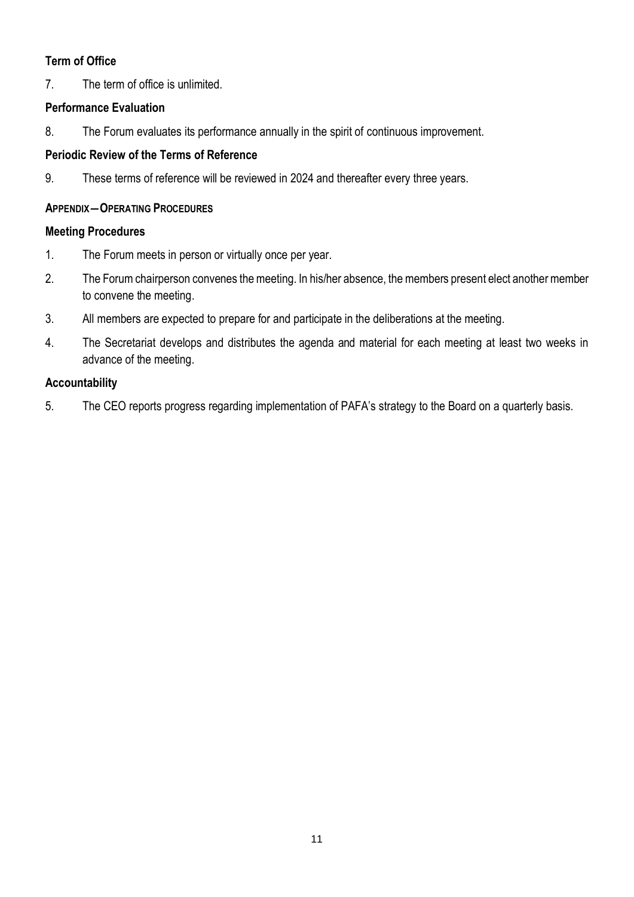### Term of Office

7. The term of office is unlimited.

### Performance Evaluation

8. The Forum evaluates its performance annually in the spirit of continuous improvement.

### Periodic Review of the Terms of Reference

9. These terms of reference will be reviewed in 2024 and thereafter every three years.

## APPENDIX—OPERATING PROCEDURES

### Meeting Procedures

1. The Forum meets in person or virtually once per year.
2. The Forum chairperson convenes the meeting. In his/her absence, the members present elect another member to convene the meeting.
3. All members are expected to prepare for and participate in the deliberations at the meeting.
4. The Secretariat develops and distributes the agenda and material for each meeting at least two weeks in advance of the meeting.

### Accountability

5. The CEO reports progress regarding implementation of PAFA's strategy to the Board on a quarterly basis.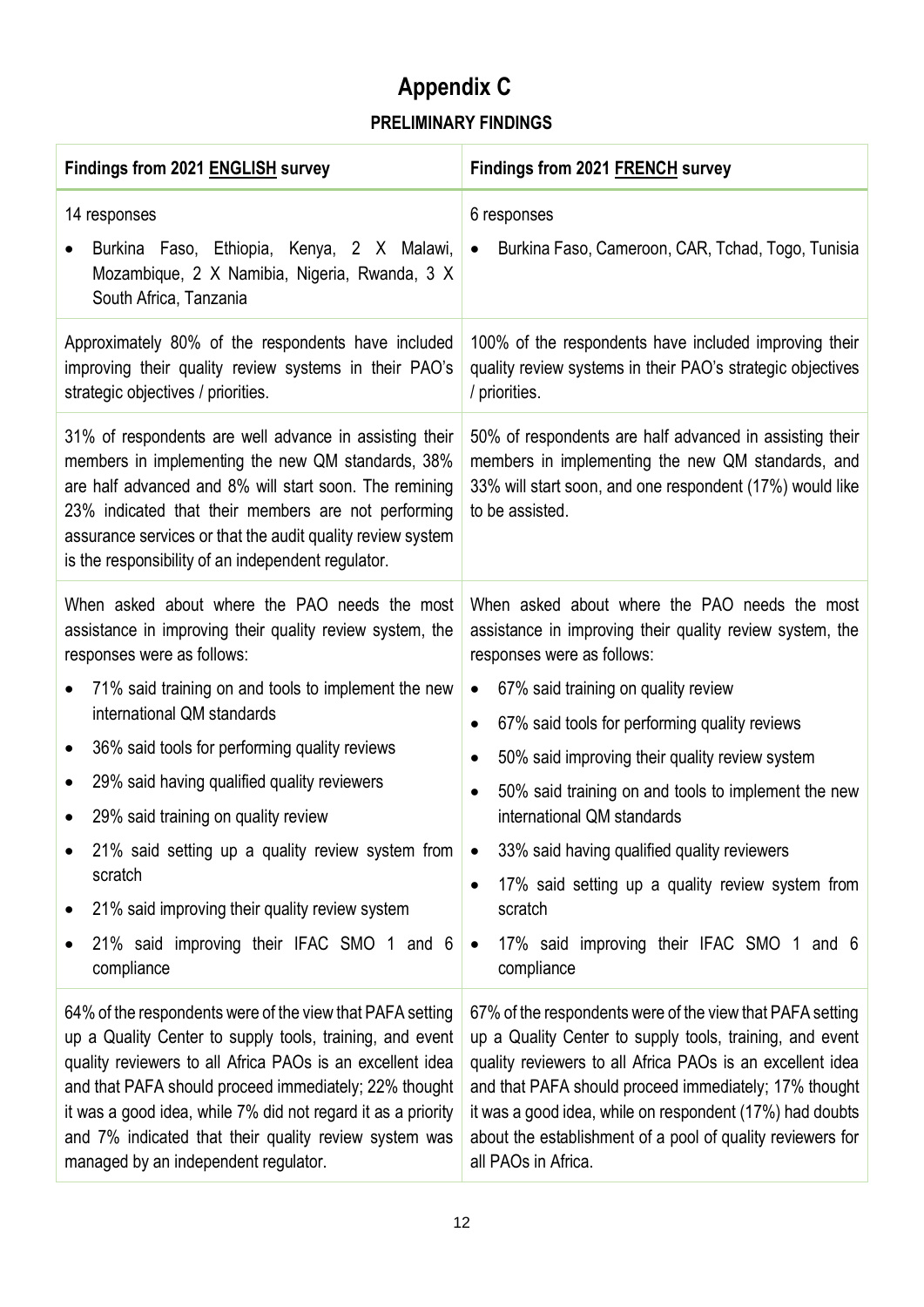# Appendix C

## PRELIMINARY FINDINGS

| Findings from 2021 ENGLISH survey | Findings from 2021 FRENCH survey |
|---|---|
| 14 responses<br>• Burkina Faso, Ethiopia, Kenya, 2 X Malawi, Mozambique, 2 X Namibia, Nigeria, Rwanda, 3 X South Africa, Tanzania | 6 responses<br>• Burkina Faso, Cameroon, CAR, Tchad, Togo, Tunisia |
| Approximately 80% of the respondents have included improving their quality review systems in their PAO's strategic objectives / priorities. | 100% of the respondents have included improving their quality review systems in their PAO's strategic objectives / priorities. |
| 31% of respondents are well advance in assisting their members in implementing the new QM standards, 38% are half advanced and 8% will start soon. The remining 23% indicated that their members are not performing assurance services or that the audit quality review system is the responsibility of an independent regulator. | 50% of respondents are half advanced in assisting their members in implementing the new QM standards, and 33% will start soon, and one respondent (17%) would like to be assisted. |
| When asked about where the PAO needs the most assistance in improving their quality review system, the responses were as follows:<br>• 71% said training on and tools to implement the new international QM standards<br>• 36% said tools for performing quality reviews<br>• 29% said having qualified quality reviewers<br>• 29% said training on quality review<br>• 21% said setting up a quality review system from scratch<br>• 21% said improving their quality review system<br>• 21% said improving their IFAC SMO 1 and 6 compliance | When asked about where the PAO needs the most assistance in improving their quality review system, the responses were as follows:<br>• 67% said training on quality review<br>• 67% said tools for performing quality reviews<br>• 50% said improving their quality review system<br>• 50% said training on and tools to implement the new international QM standards<br>• 33% said having qualified quality reviewers<br>• 17% said setting up a quality review system from scratch<br>• 17% said improving their IFAC SMO 1 and 6 compliance |
| 64% of the respondents were of the view that PAFA setting up a Quality Center to supply tools, training, and event quality reviewers to all Africa PAOs is an excellent idea and that PAFA should proceed immediately; 22% thought it was a good idea, while 7% did not regard it as a priority and 7% indicated that their quality review system was managed by an independent regulator. | 67% of the respondents were of the view that PAFA setting up a Quality Center to supply tools, training, and event quality reviewers to all Africa PAOs is an excellent idea and that PAFA should proceed immediately; 17% thought it was a good idea, while on respondent (17%) had doubts about the establishment of a pool of quality reviewers for all PAOs in Africa. |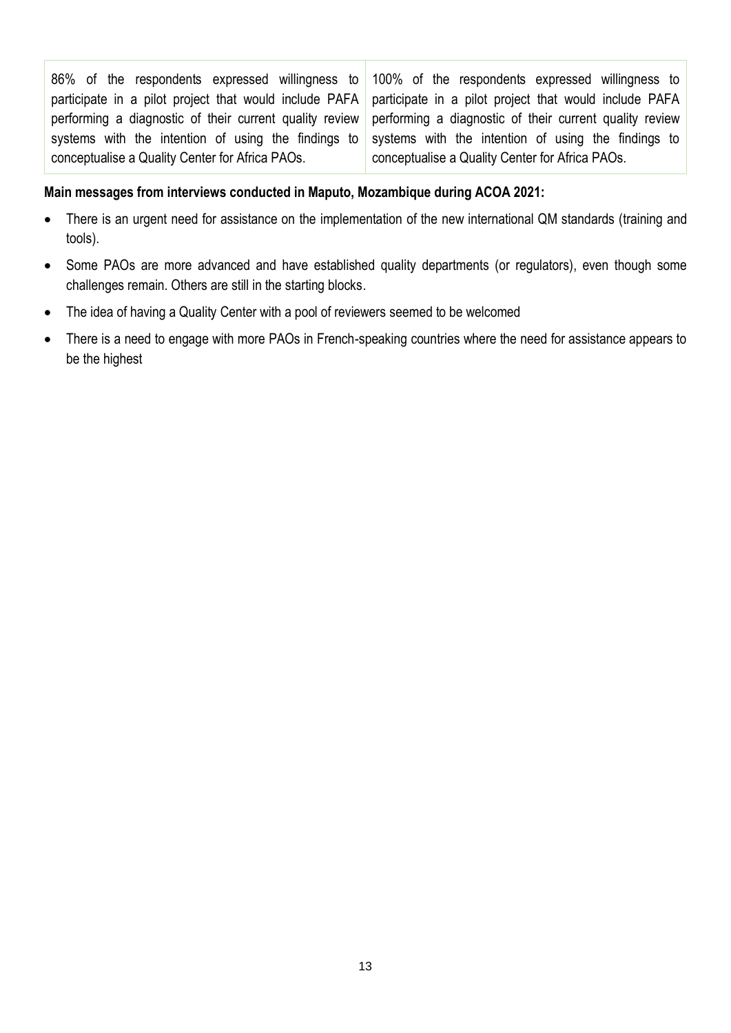| 86% of the respondents expressed willingness to participate in a pilot project that would include PAFA performing a diagnostic of their current quality review systems with the intention of using the findings to conceptualise a Quality Center for Africa PAOs. | 100% of the respondents expressed willingness to participate in a pilot project that would include PAFA performing a diagnostic of their current quality review systems with the intention of using the findings to conceptualise a Quality Center for Africa PAOs. |
|---|---|

**Main messages from interviews conducted in Maputo, Mozambique during ACOA 2021:**

- There is an urgent need for assistance on the implementation of the new international QM standards (training and tools).
- Some PAOs are more advanced and have established quality departments (or regulators), even though some challenges remain. Others are still in the starting blocks.
- The idea of having a Quality Center with a pool of reviewers seemed to be welcomed
- There is a need to engage with more PAOs in French-speaking countries where the need for assistance appears to be the highest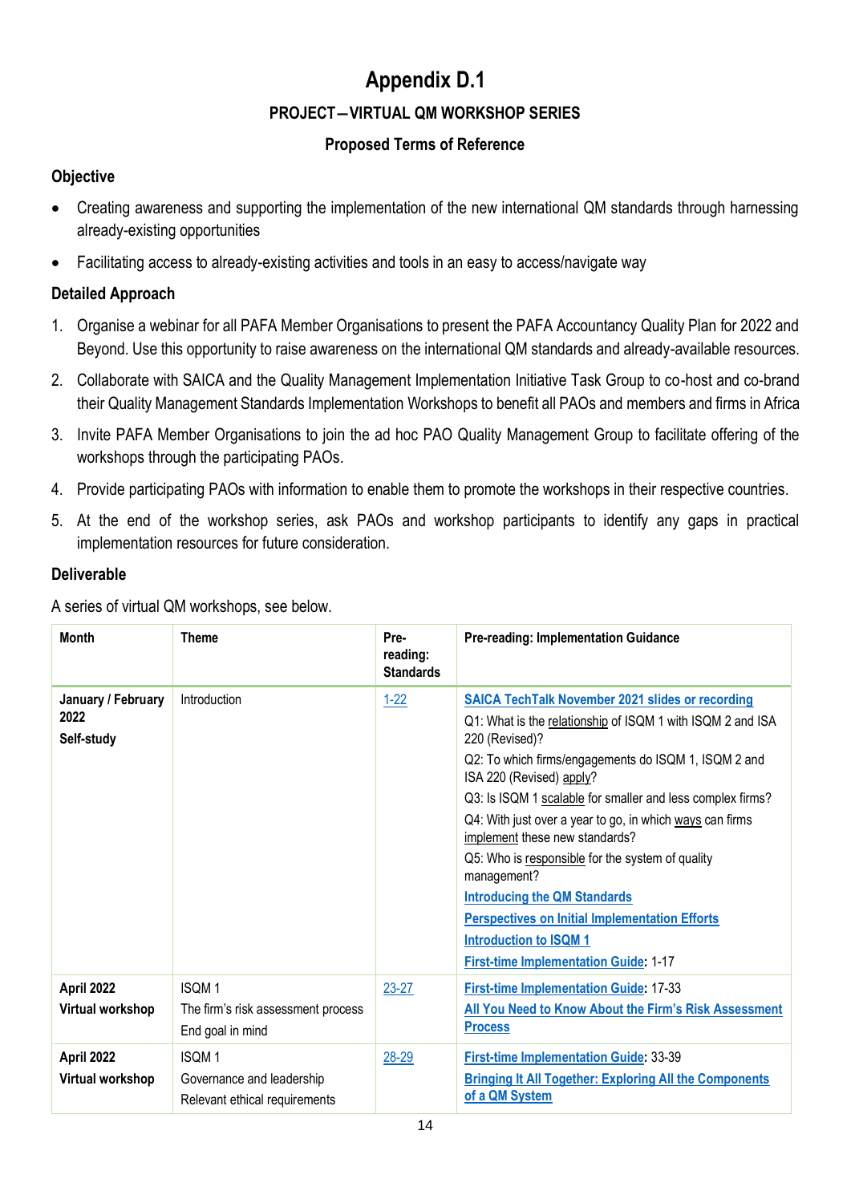# Appendix D.1

## PROJECT—VIRTUAL QM WORKSHOP SERIES

### Proposed Terms of Reference

### Objective

- Creating awareness and supporting the implementation of the new international QM standards through harnessing already-existing opportunities
- Facilitating access to already-existing activities and tools in an easy to access/navigate way

### Detailed Approach

1. Organise a webinar for all PAFA Member Organisations to present the PAFA Accountancy Quality Plan for 2022 and Beyond. Use this opportunity to raise awareness on the international QM standards and already-available resources.
2. Collaborate with SAICA and the Quality Management Implementation Initiative Task Group to co-host and co-brand their Quality Management Standards Implementation Workshops to benefit all PAOs and members and firms in Africa
3. Invite PAFA Member Organisations to join the ad hoc PAO Quality Management Group to facilitate offering of the workshops through the participating PAOs.
4. Provide participating PAOs with information to enable them to promote the workshops in their respective countries.
5. At the end of the workshop series, ask PAOs and workshop participants to identify any gaps in practical implementation resources for future consideration.

### Deliverable

A series of virtual QM workshops, see below.

| Month | Theme | Pre-reading: Standards | Pre-reading: Implementation Guidance |
|---|---|---|---|
| **January / February 2022**<br>**Self-study** | Introduction | 1-22 | **SAICA TechTalk November 2021 slides or recording**<br>Q1: What is the relationship of ISQM 1 with ISQM 2 and ISA 220 (Revised)?<br>Q2: To which firms/engagements do ISQM 1, ISQM 2 and ISA 220 (Revised) apply?<br>Q3: Is ISQM 1 scalable for smaller and less complex firms?<br>Q4: With just over a year to go, in which ways can firms implement these new standards?<br>Q5: Who is responsible for the system of quality management?<br>**Introducing the QM Standards**<br>**Perspectives on Initial Implementation Efforts**<br>**Introduction to ISQM 1**<br>**First-time Implementation Guide**: 1-17 |
| **April 2022**<br>**Virtual workshop** | ISQM 1<br>The firm's risk assessment process<br>End goal in mind | 23-27 | **First-time Implementation Guide**: 17-33<br>**All You Need to Know About the Firm's Risk Assessment Process** |
| **April 2022**<br>**Virtual workshop** | ISQM 1<br>Governance and leadership<br>Relevant ethical requirements | 28-29 | **First-time Implementation Guide**: 33-39<br>**Bringing It All Together: Exploring All the Components of a QM System** |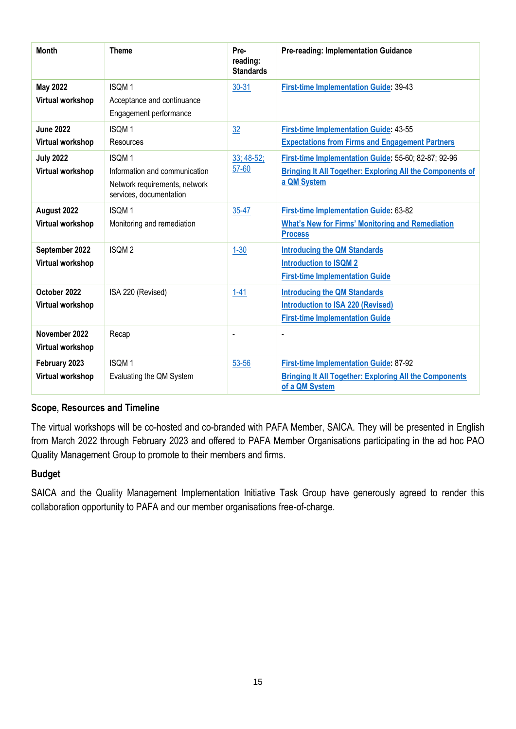| Month | Theme | Pre-reading: Standards | Pre-reading: Implementation Guidance |
|---|---|---|---|
| **May 2022**<br>**Virtual workshop** | ISQM 1<br>Acceptance and continuance<br>Engagement performance | 30-31 | **First-time Implementation Guide**: 39-43 |
| **June 2022**<br>**Virtual workshop** | ISQM 1<br>Resources | 32 | **First-time Implementation Guide**: 43-55<br>**Expectations from Firms and Engagement Partners** |
| **July 2022**<br>**Virtual workshop** | ISQM 1<br>Information and communication<br>Network requirements, network services, documentation | 33; 48-52; 57-60 | **First-time Implementation Guide**: 55-60; 82-87; 92-96<br>**Bringing It All Together: Exploring All the Components of a QM System** |
| **August 2022**<br>**Virtual workshop** | ISQM 1<br>Monitoring and remediation | 35-47 | **First-time Implementation Guide**: 63-82<br>**What's New for Firms' Monitoring and Remediation Process** |
| **September 2022**<br>**Virtual workshop** | ISQM 2 | 1-30 | **Introducing the QM Standards**<br>**Introduction to ISQM 2**<br>**First-time Implementation Guide** |
| **October 2022**<br>**Virtual workshop** | ISA 220 (Revised) | 1-41 | **Introducing the QM Standards**<br>**Introduction to ISA 220 (Revised)**<br>**First-time Implementation Guide** |
| **November 2022**<br>**Virtual workshop** | Recap | - | - |
| **February 2023**<br>**Virtual workshop** | ISQM 1<br>Evaluating the QM System | 53-56 | **First-time Implementation Guide**: 87-92<br>**Bringing It All Together: Exploring All the Components of a QM System** |

### Scope, Resources and Timeline

The virtual workshops will be co-hosted and co-branded with PAFA Member, SAICA. They will be presented in English from March 2022 through February 2023 and offered to PAFA Member Organisations participating in the ad hoc PAO Quality Management Group to promote to their members and firms.

### Budget

SAICA and the Quality Management Implementation Initiative Task Group have generously agreed to render this collaboration opportunity to PAFA and our member organisations free-of-charge.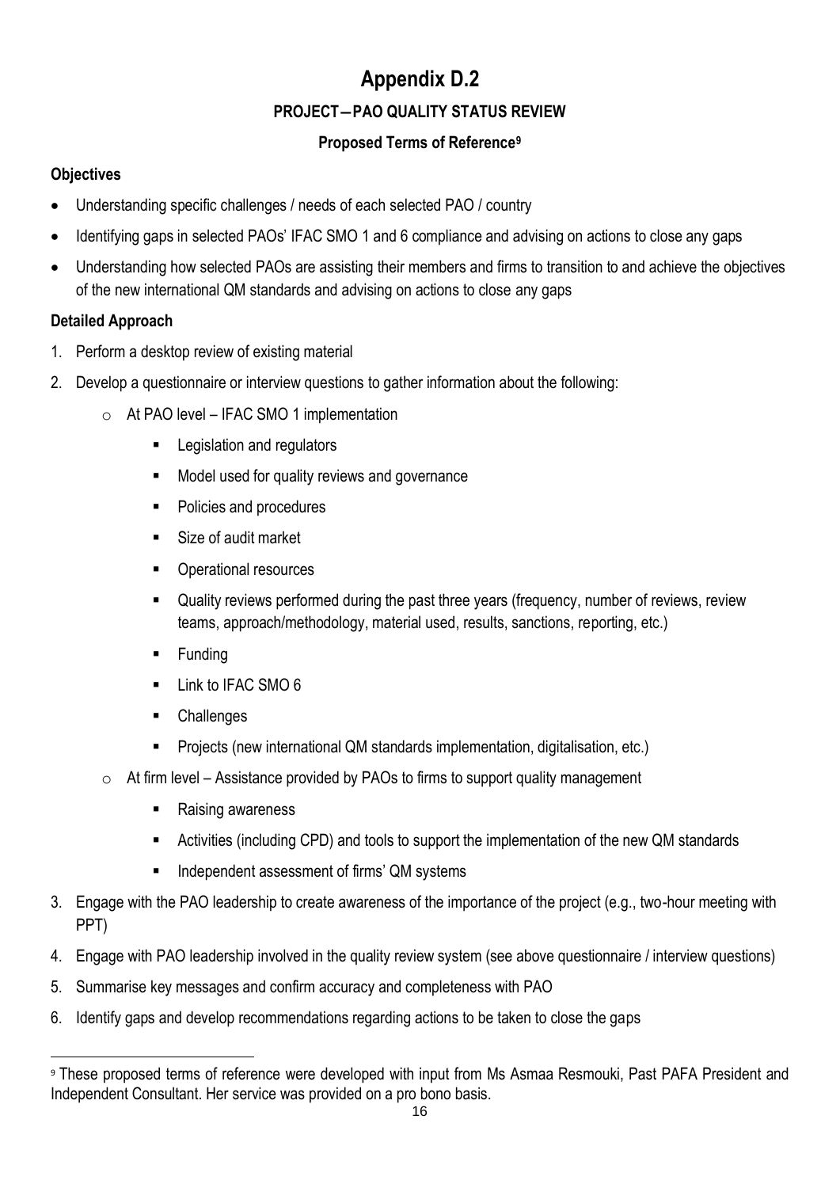# Appendix D.2

## PROJECT—PAO QUALITY STATUS REVIEW

### Proposed Terms of Reference[9]

**Objectives**

- Understanding specific challenges / needs of each selected PAO / country
- Identifying gaps in selected PAOs' IFAC SMO 1 and 6 compliance and advising on actions to close any gaps
- Understanding how selected PAOs are assisting their members and firms to transition to and achieve the objectives of the new international QM standards and advising on actions to close any gaps

**Detailed Approach**

1. Perform a desktop review of existing material
2. Develop a questionnaire or interview questions to gather information about the following:
   - At PAO level – IFAC SMO 1 implementation
     - Legislation and regulators
     - Model used for quality reviews and governance
     - Policies and procedures
     - Size of audit market
     - Operational resources
     - Quality reviews performed during the past three years (frequency, number of reviews, review teams, approach/methodology, material used, results, sanctions, reporting, etc.)
     - Funding
     - Link to IFAC SMO 6
     - Challenges
     - Projects (new international QM standards implementation, digitalisation, etc.)
   - At firm level – Assistance provided by PAOs to firms to support quality management
     - Raising awareness
     - Activities (including CPD) and tools to support the implementation of the new QM standards
     - Independent assessment of firms' QM systems
3. Engage with the PAO leadership to create awareness of the importance of the project (e.g., two-hour meeting with PPT)
4. Engage with PAO leadership involved in the quality review system (see above questionnaire / interview questions)
5. Summarise key messages and confirm accuracy and completeness with PAO
6. Identify gaps and develop recommendations regarding actions to be taken to close the gaps

---

[9] These proposed terms of reference were developed with input from Ms Asmaa Resmouki, Past PAFA President and Independent Consultant. Her service was provided on a pro bono basis.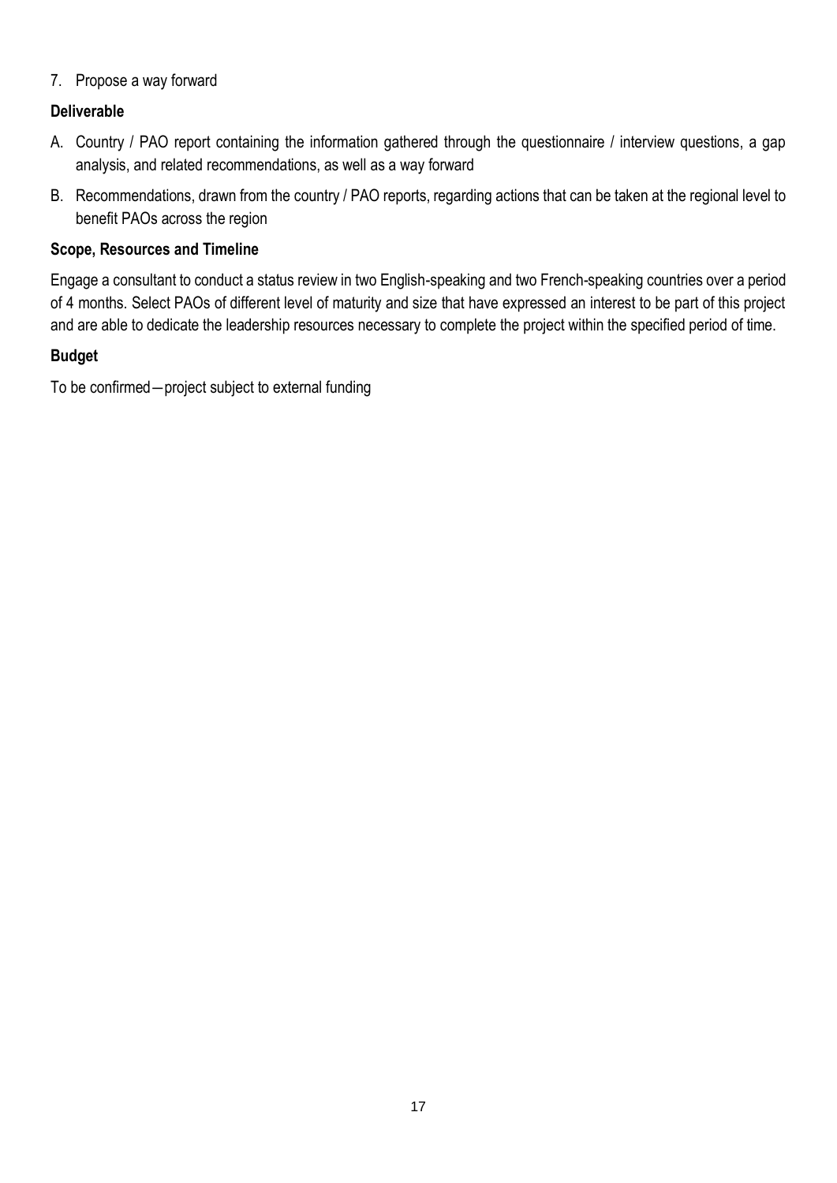7. Propose a way forward

**Deliverable**

A. Country / PAO report containing the information gathered through the questionnaire / interview questions, a gap analysis, and related recommendations, as well as a way forward

B. Recommendations, drawn from the country / PAO reports, regarding actions that can be taken at the regional level to benefit PAOs across the region

**Scope, Resources and Timeline**

Engage a consultant to conduct a status review in two English-speaking and two French-speaking countries over a period of 4 months. Select PAOs of different level of maturity and size that have expressed an interest to be part of this project and are able to dedicate the leadership resources necessary to complete the project within the specified period of time.

**Budget**

To be confirmed—project subject to external funding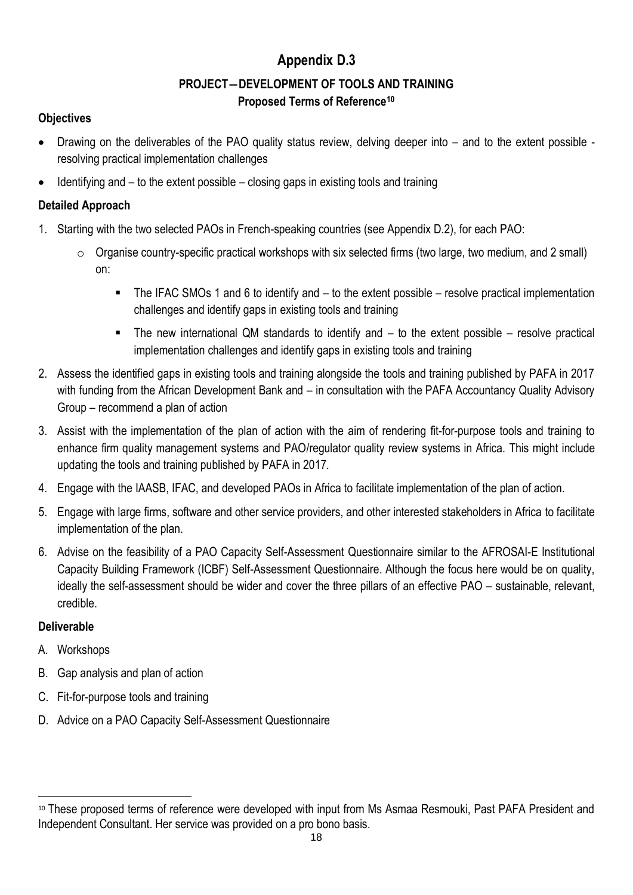# Appendix D.3

## PROJECT—DEVELOPMENT OF TOOLS AND TRAINING

### Proposed Terms of Reference[10]

**Objectives**

- Drawing on the deliverables of the PAO quality status review, delving deeper into – and to the extent possible - resolving practical implementation challenges
- Identifying and – to the extent possible – closing gaps in existing tools and training

**Detailed Approach**

1. Starting with the two selected PAOs in French-speaking countries (see Appendix D.2), for each PAO:
   - Organise country-specific practical workshops with six selected firms (two large, two medium, and 2 small) on:
     - The IFAC SMOs 1 and 6 to identify and – to the extent possible – resolve practical implementation challenges and identify gaps in existing tools and training
     - The new international QM standards to identify and – to the extent possible – resolve practical implementation challenges and identify gaps in existing tools and training
2. Assess the identified gaps in existing tools and training alongside the tools and training published by PAFA in 2017 with funding from the African Development Bank and – in consultation with the PAFA Accountancy Quality Advisory Group – recommend a plan of action
3. Assist with the implementation of the plan of action with the aim of rendering fit-for-purpose tools and training to enhance firm quality management systems and PAO/regulator quality review systems in Africa. This might include updating the tools and training published by PAFA in 2017.
4. Engage with the IAASB, IFAC, and developed PAOs in Africa to facilitate implementation of the plan of action.
5. Engage with large firms, software and other service providers, and other interested stakeholders in Africa to facilitate implementation of the plan.
6. Advise on the feasibility of a PAO Capacity Self-Assessment Questionnaire similar to the AFROSAI-E Institutional Capacity Building Framework (ICBF) Self-Assessment Questionnaire. Although the focus here would be on quality, ideally the self-assessment should be wider and cover the three pillars of an effective PAO – sustainable, relevant, credible.

**Deliverable**

A. Workshops

B. Gap analysis and plan of action

C. Fit-for-purpose tools and training

D. Advice on a PAO Capacity Self-Assessment Questionnaire

---

[10] These proposed terms of reference were developed with input from Ms Asmaa Resmouki, Past PAFA President and Independent Consultant. Her service was provided on a pro bono basis.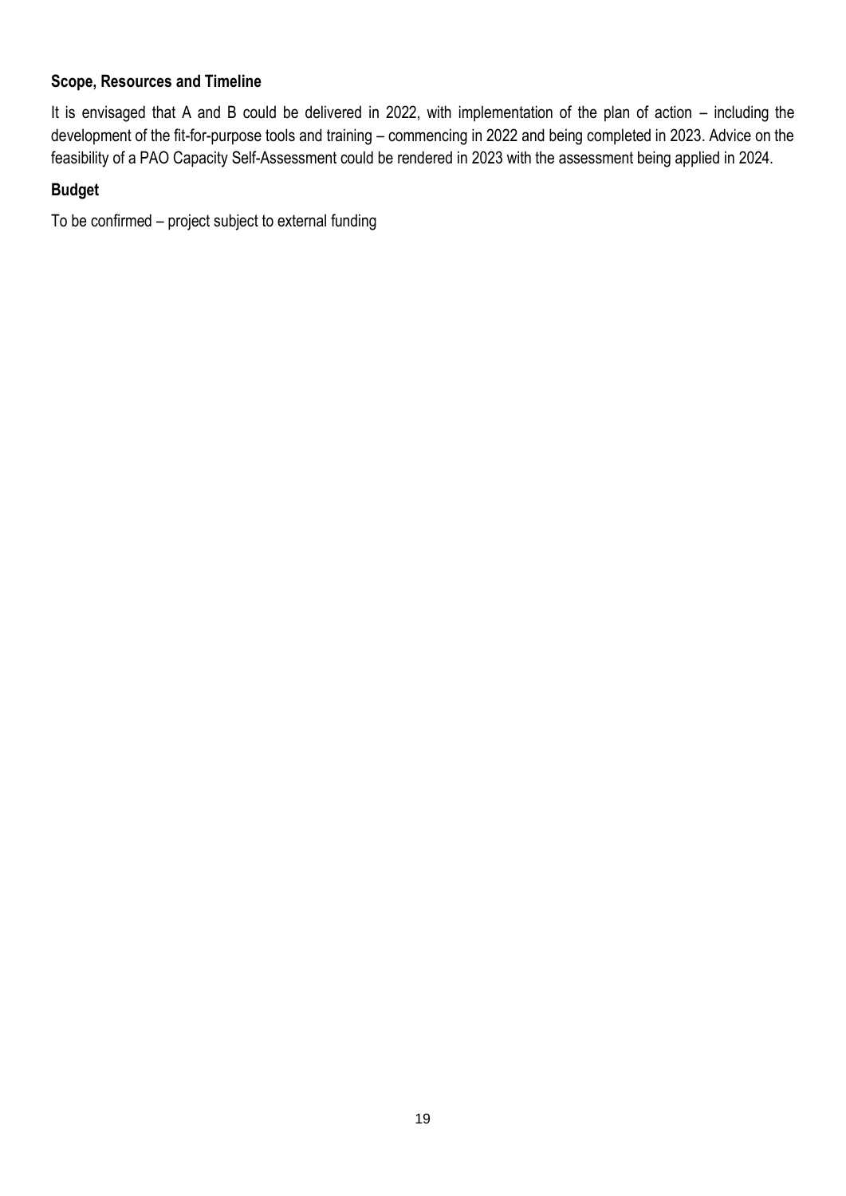**Scope, Resources and Timeline**

It is envisaged that A and B could be delivered in 2022, with implementation of the plan of action – including the development of the fit-for-purpose tools and training – commencing in 2022 and being completed in 2023. Advice on the feasibility of a PAO Capacity Self-Assessment could be rendered in 2023 with the assessment being applied in 2024.

**Budget**

To be confirmed – project subject to external funding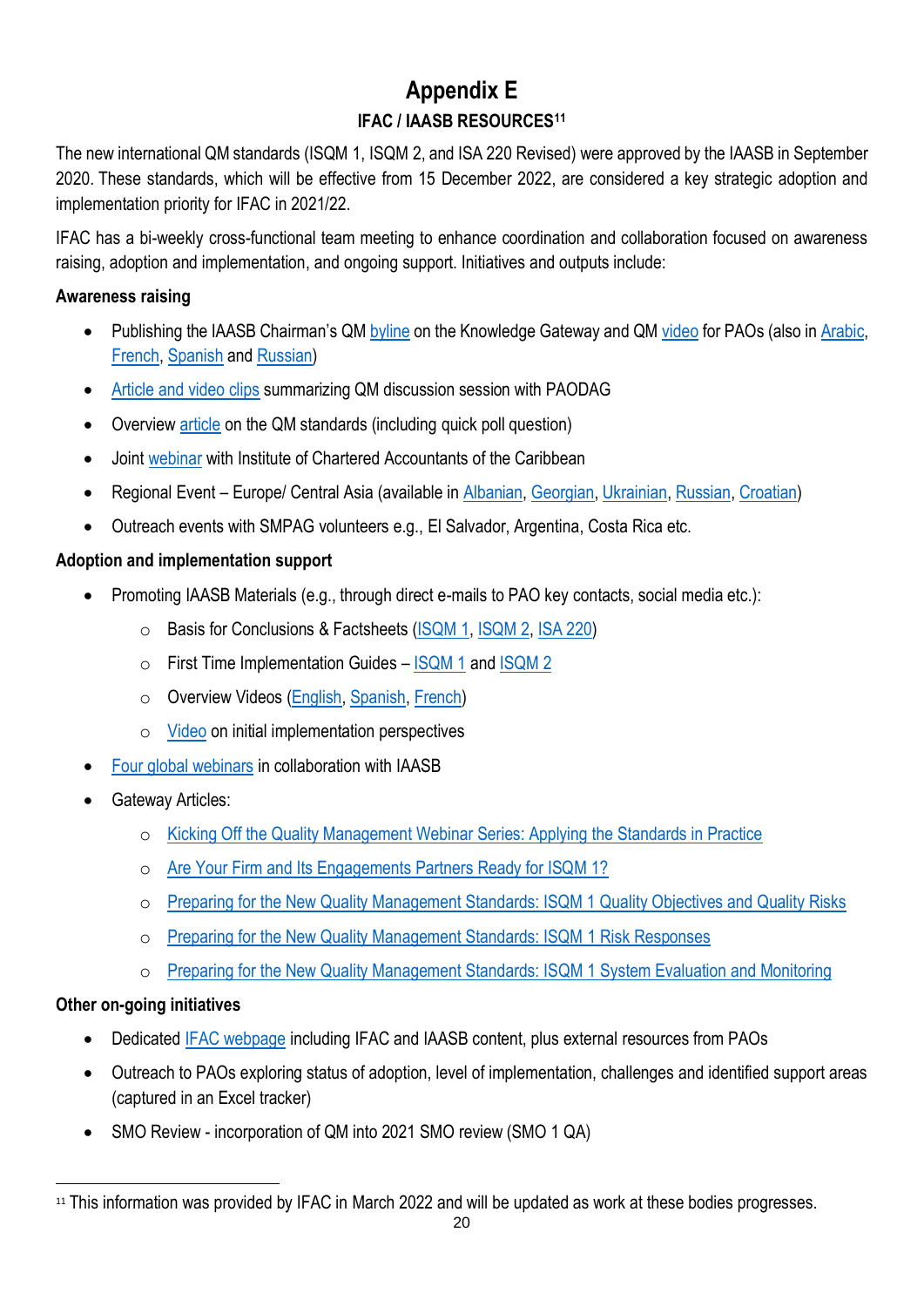# Appendix E

## IFAC / IAASB RESOURCES[11]

The new international QM standards (ISQM 1, ISQM 2, and ISA 220 Revised) were approved by the IAASB in September 2020. These standards, which will be effective from 15 December 2022, are considered a key strategic adoption and implementation priority for IFAC in 2021/22.

IFAC has a bi-weekly cross-functional team meeting to enhance coordination and collaboration focused on awareness raising, adoption and implementation, and ongoing support. Initiatives and outputs include:

**Awareness raising**

- Publishing the IAASB Chairman's QM byline on the Knowledge Gateway and QM video for PAOs (also in Arabic, French, Spanish and Russian)
- Article and video clips summarizing QM discussion session with PAODAG
- Overview article on the QM standards (including quick poll question)
- Joint webinar with Institute of Chartered Accountants of the Caribbean
- Regional Event – Europe/ Central Asia (available in Albanian, Georgian, Ukrainian, Russian, Croatian)
- Outreach events with SMPAG volunteers e.g., El Salvador, Argentina, Costa Rica etc.

**Adoption and implementation support**

- Promoting IAASB Materials (e.g., through direct e-mails to PAO key contacts, social media etc.):
  - Basis for Conclusions & Factsheets (ISQM 1, ISQM 2, ISA 220)
  - First Time Implementation Guides – ISQM 1 and ISQM 2
  - Overview Videos (English, Spanish, French)
  - Video on initial implementation perspectives
- Four global webinars in collaboration with IAASB
- Gateway Articles:
  - Kicking Off the Quality Management Webinar Series: Applying the Standards in Practice
  - Are Your Firm and Its Engagements Partners Ready for ISQM 1?
  - Preparing for the New Quality Management Standards: ISQM 1 Quality Objectives and Quality Risks
  - Preparing for the New Quality Management Standards: ISQM 1 Risk Responses
  - Preparing for the New Quality Management Standards: ISQM 1 System Evaluation and Monitoring

**Other on-going initiatives**

- Dedicated IFAC webpage including IFAC and IAASB content, plus external resources from PAOs
- Outreach to PAOs exploring status of adoption, level of implementation, challenges and identified support areas (captured in an Excel tracker)
- SMO Review - incorporation of QM into 2021 SMO review (SMO 1 QA)

---

[11] This information was provided by IFAC in March 2022 and will be updated as work at these bodies progresses.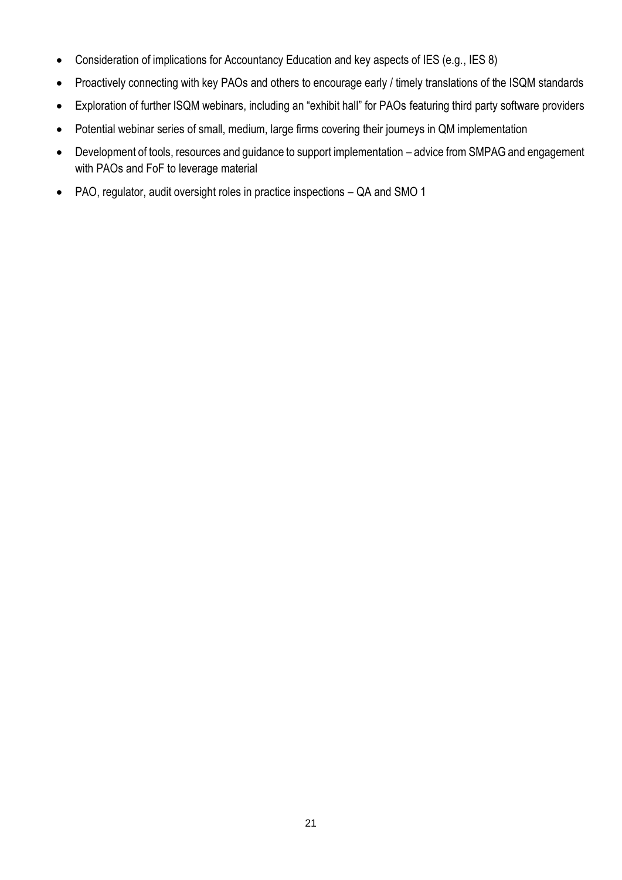- Consideration of implications for Accountancy Education and key aspects of IES (e.g., IES 8)
- Proactively connecting with key PAOs and others to encourage early / timely translations of the ISQM standards
- Exploration of further ISQM webinars, including an "exhibit hall" for PAOs featuring third party software providers
- Potential webinar series of small, medium, large firms covering their journeys in QM implementation
- Development of tools, resources and guidance to support implementation – advice from SMPAG and engagement with PAOs and FoF to leverage material
- PAO, regulator, audit oversight roles in practice inspections – QA and SMO 1